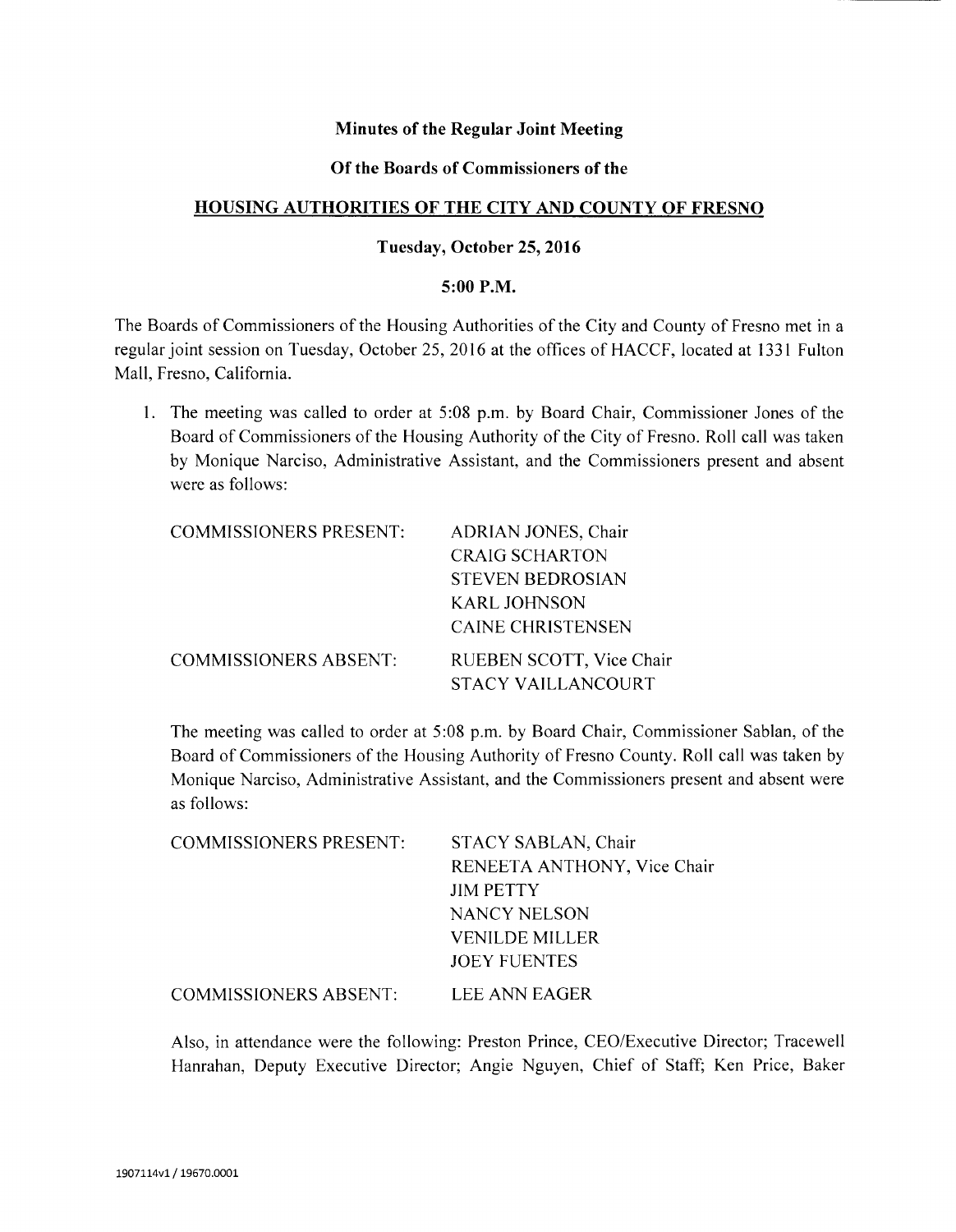# Minutes of the Regular Joint Meeting

## Of the Boards of Commissioners of the

## HOUSING AUTHORITIES OF THE CITY AND COUNTY OF FRESNO

### Tuesday, October 25, 2016

### 5:00 P.M.

The Boards of Commissioners of the Housing Authorities of the City and County of Fresno met in a regular joint session on Tuesday, October 25, 2016 at the offices of HACCF, located at 1331 Fulton Mall, Fresno, California.

1. The meeting was called to order at 5:08 p.m. by Board Chair, Commissioner Jones of the Board of Commissioners of the Housing Authority of the City of Fresno. Roll call was taken by Monique Narciso, Administrative Assistant, and the Commissioners present and absent were as follows:

   | | |
   |---|---|
   | COMMISSIONERS PRESENT: | ADRIAN JONES, Chair |
   | | CRAIG SCHARTON |
   | | STEVEN BEDROSIAN |
   | | KARL JOHNSON |
   | | CAINE CHRISTENSEN |
   | COMMISSIONERS ABSENT: | RUEBEN SCOTT, Vice Chair |
   | | STACY VAILLANCOURT |

   The meeting was called to order at 5:08 p.m. by Board Chair, Commissioner Sablan, of the Board of Commissioners of the Housing Authority of Fresno County. Roll call was taken by Monique Narciso, Administrative Assistant, and the Commissioners present and absent were as follows:

   | | |
   |---|---|
   | COMMISSIONERS PRESENT: | STACY SABLAN, Chair |
   | | RENEETA ANTHONY, Vice Chair |
   | | JIM PETTY |
   | | NANCY NELSON |
   | | VENILDE MILLER |
   | | JOEY FUENTES |
   | COMMISSIONERS ABSENT: | LEE ANN EAGER |

   Also, in attendance were the following: Preston Prince, CEO/Executive Director; Tracewell Hanrahan, Deputy Executive Director; Angie Nguyen, Chief of Staff; Ken Price, Baker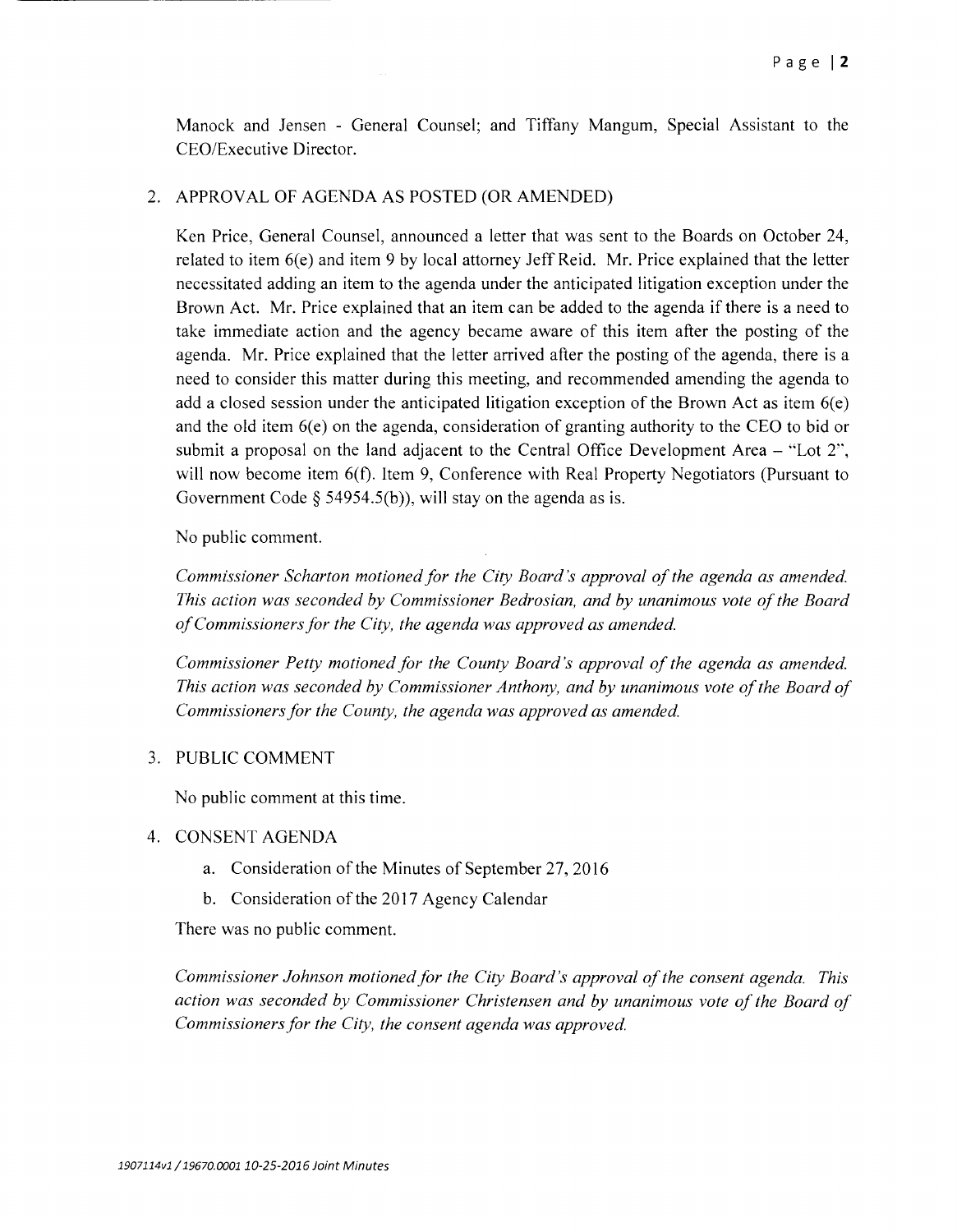Manock and Jensen - General Counsel; and Tiffany Mangum, Special Assistant to the CEO/Executive Director.

2. APPROVAL OF AGENDA AS POSTED (OR AMENDED)

   Ken Price, General Counsel, announced a letter that was sent to the Boards on October 24, related to item 6(e) and item 9 by local attorney Jeff Reid. Mr. Price explained that the letter necessitated adding an item to the agenda under the anticipated litigation exception under the Brown Act. Mr. Price explained that an item can be added to the agenda if there is a need to take immediate action and the agency became aware of this item after the posting of the agenda. Mr. Price explained that the letter arrived after the posting of the agenda, there is a need to consider this matter during this meeting, and recommended amending the agenda to add a closed session under the anticipated litigation exception of the Brown Act as item 6(e) and the old item 6(e) on the agenda, consideration of granting authority to the CEO to bid or submit a proposal on the land adjacent to the Central Office Development Area – "Lot 2", will now become item 6(f). Item 9, Conference with Real Property Negotiators (Pursuant to Government Code § 54954.5(b)), will stay on the agenda as is.

   No public comment.

   *Commissioner Scharton motioned for the City Board's approval of the agenda as amended. This action was seconded by Commissioner Bedrosian, and by unanimous vote of the Board of Commissioners for the City, the agenda was approved as amended.*

   *Commissioner Petty motioned for the County Board's approval of the agenda as amended. This action was seconded by Commissioner Anthony, and by unanimous vote of the Board of Commissioners for the County, the agenda was approved as amended.*

3. PUBLIC COMMENT

   No public comment at this time.

4. CONSENT AGENDA

   a. Consideration of the Minutes of September 27, 2016
   b. Consideration of the 2017 Agency Calendar

   There was no public comment.

   *Commissioner Johnson motioned for the City Board's approval of the consent agenda. This action was seconded by Commissioner Christensen and by unanimous vote of the Board of Commissioners for the City, the consent agenda was approved.*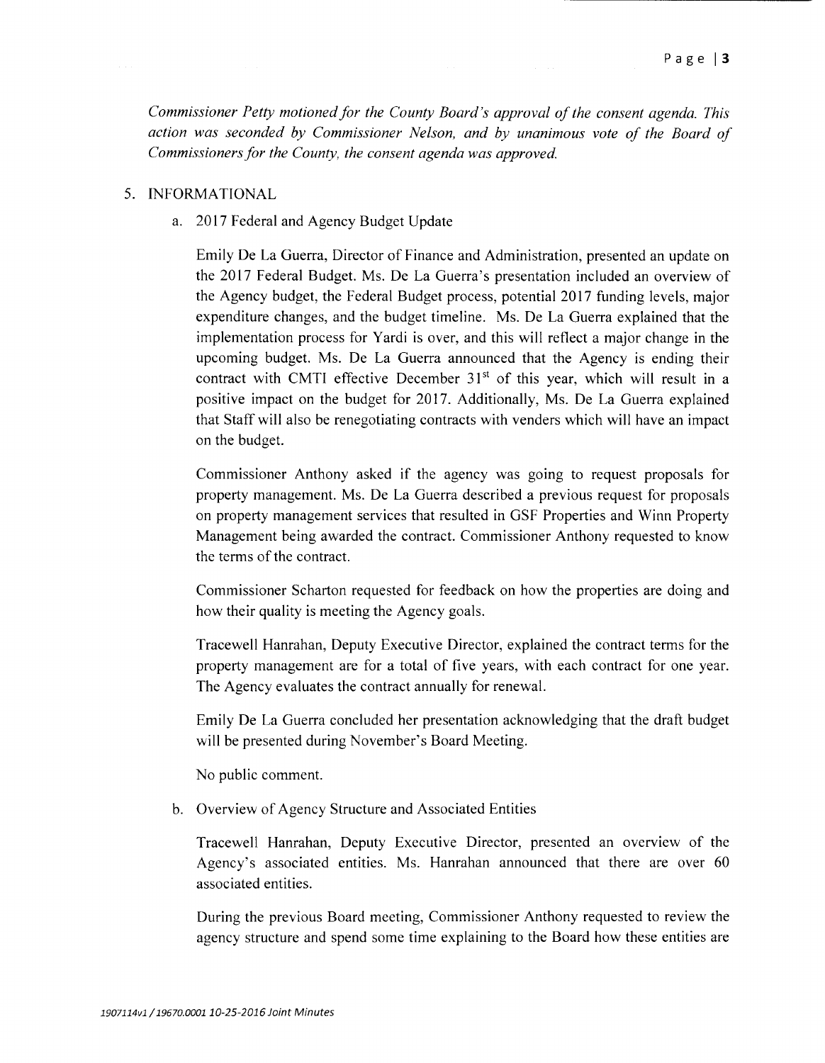*Commissioner Petty motioned for the County Board's approval of the consent agenda. This action was seconded by Commissioner Nelson, and by unanimous vote of the Board of Commissioners for the County, the consent agenda was approved.*

5. INFORMATIONAL

   a. 2017 Federal and Agency Budget Update

   Emily De La Guerra, Director of Finance and Administration, presented an update on the 2017 Federal Budget. Ms. De La Guerra's presentation included an overview of the Agency budget, the Federal Budget process, potential 2017 funding levels, major expenditure changes, and the budget timeline. Ms. De La Guerra explained that the implementation process for Yardi is over, and this will reflect a major change in the upcoming budget. Ms. De La Guerra announced that the Agency is ending their contract with CMTI effective December 31st of this year, which will result in a positive impact on the budget for 2017. Additionally, Ms. De La Guerra explained that Staff will also be renegotiating contracts with venders which will have an impact on the budget.

   Commissioner Anthony asked if the agency was going to request proposals for property management. Ms. De La Guerra described a previous request for proposals on property management services that resulted in GSF Properties and Winn Property Management being awarded the contract. Commissioner Anthony requested to know the terms of the contract.

   Commissioner Scharton requested for feedback on how the properties are doing and how their quality is meeting the Agency goals.

   Tracewell Hanrahan, Deputy Executive Director, explained the contract terms for the property management are for a total of five years, with each contract for one year. The Agency evaluates the contract annually for renewal.

   Emily De La Guerra concluded her presentation acknowledging that the draft budget will be presented during November's Board Meeting.

   No public comment.

   b. Overview of Agency Structure and Associated Entities

   Tracewell Hanrahan, Deputy Executive Director, presented an overview of the Agency's associated entities. Ms. Hanrahan announced that there are over 60 associated entities.

   During the previous Board meeting, Commissioner Anthony requested to review the agency structure and spend some time explaining to the Board how these entities are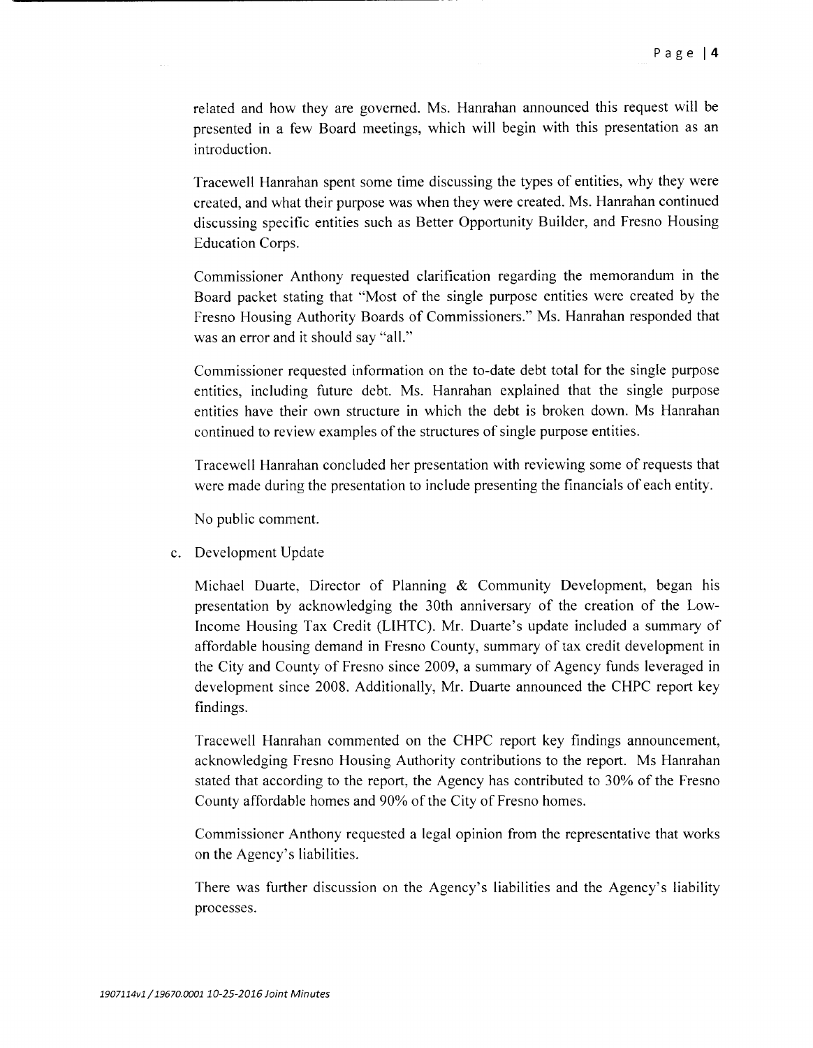related and how they are governed. Ms. Hanrahan announced this request will be presented in a few Board meetings, which will begin with this presentation as an introduction.

Tracewell Hanrahan spent some time discussing the types of entities, why they were created, and what their purpose was when they were created. Ms. Hanrahan continued discussing specific entities such as Better Opportunity Builder, and Fresno Housing Education Corps.

Commissioner Anthony requested clarification regarding the memorandum in the Board packet stating that "Most of the single purpose entities were created by the Fresno Housing Authority Boards of Commissioners." Ms. Hanrahan responded that was an error and it should say "all."

Commissioner requested information on the to-date debt total for the single purpose entities, including future debt. Ms. Hanrahan explained that the single purpose entities have their own structure in which the debt is broken down. Ms Hanrahan continued to review examples of the structures of single purpose entities.

Tracewell Hanrahan concluded her presentation with reviewing some of requests that were made during the presentation to include presenting the financials of each entity.

No public comment.

c. Development Update

Michael Duarte, Director of Planning & Community Development, began his presentation by acknowledging the 30th anniversary of the creation of the Low-Income Housing Tax Credit (LIHTC). Mr. Duarte's update included a summary of affordable housing demand in Fresno County, summary of tax credit development in the City and County of Fresno since 2009, a summary of Agency funds leveraged in development since 2008. Additionally, Mr. Duarte announced the CHPC report key findings.

Tracewell Hanrahan commented on the CHPC report key findings announcement, acknowledging Fresno Housing Authority contributions to the report. Ms Hanrahan stated that according to the report, the Agency has contributed to 30% of the Fresno County affordable homes and 90% of the City of Fresno homes.

Commissioner Anthony requested a legal opinion from the representative that works on the Agency's liabilities.

There was further discussion on the Agency's liabilities and the Agency's liability processes.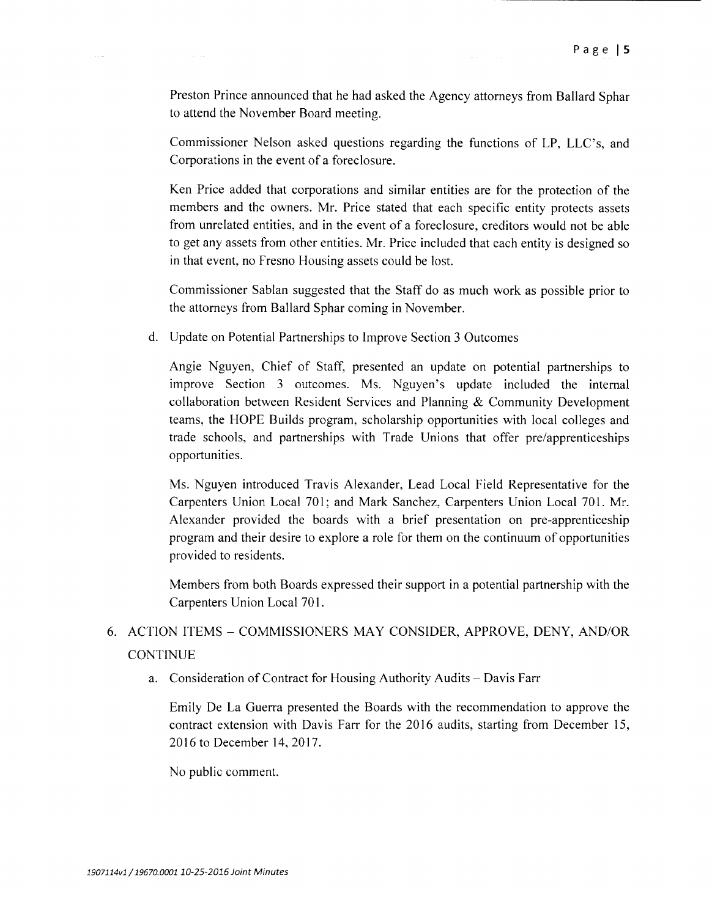Preston Prince announced that he had asked the Agency attorneys from Ballard Sphar to attend the November Board meeting.

Commissioner Nelson asked questions regarding the functions of LP, LLC's, and Corporations in the event of a foreclosure.

Ken Price added that corporations and similar entities are for the protection of the members and the owners. Mr. Price stated that each specific entity protects assets from unrelated entities, and in the event of a foreclosure, creditors would not be able to get any assets from other entities. Mr. Price included that each entity is designed so in that event, no Fresno Housing assets could be lost.

Commissioner Sablan suggested that the Staff do as much work as possible prior to the attorneys from Ballard Sphar coming in November.

d. Update on Potential Partnerships to Improve Section 3 Outcomes

Angie Nguyen, Chief of Staff, presented an update on potential partnerships to improve Section 3 outcomes. Ms. Nguyen's update included the internal collaboration between Resident Services and Planning & Community Development teams, the HOPE Builds program, scholarship opportunities with local colleges and trade schools, and partnerships with Trade Unions that offer pre/apprenticeships opportunities.

Ms. Nguyen introduced Travis Alexander, Lead Local Field Representative for the Carpenters Union Local 701; and Mark Sanchez, Carpenters Union Local 701. Mr. Alexander provided the boards with a brief presentation on pre-apprenticeship program and their desire to explore a role for them on the continuum of opportunities provided to residents.

Members from both Boards expressed their support in a potential partnership with the Carpenters Union Local 701.

6. ACTION ITEMS – COMMISSIONERS MAY CONSIDER, APPROVE, DENY, AND/OR CONTINUE

a. Consideration of Contract for Housing Authority Audits – Davis Farr

Emily De La Guerra presented the Boards with the recommendation to approve the contract extension with Davis Farr for the 2016 audits, starting from December 15, 2016 to December 14, 2017.

No public comment.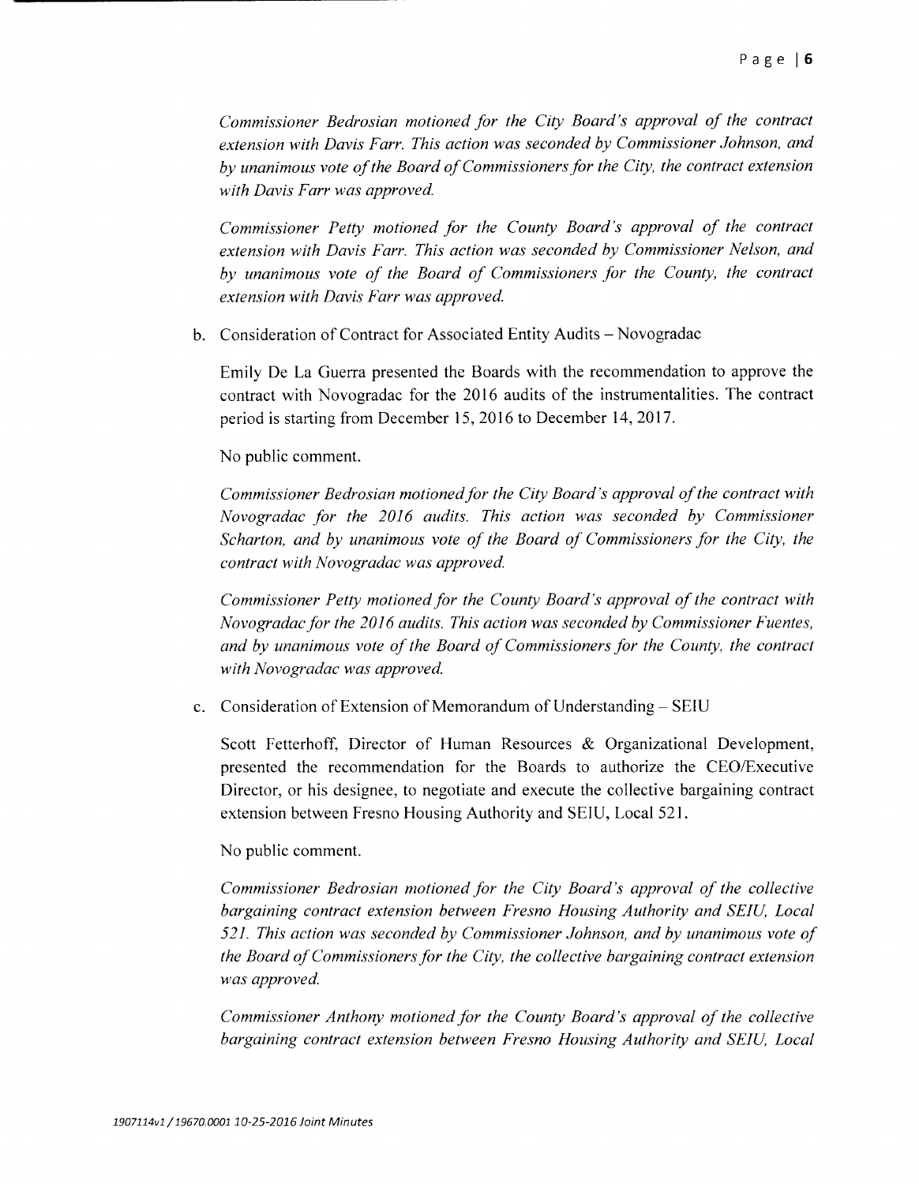*Commissioner Bedrosian motioned for the City Board's approval of the contract extension with Davis Farr. This action was seconded by Commissioner Johnson, and by unanimous vote of the Board of Commissioners for the City, the contract extension with Davis Farr was approved.*

*Commissioner Petty motioned for the County Board's approval of the contract extension with Davis Farr. This action was seconded by Commissioner Nelson, and by unanimous vote of the Board of Commissioners for the County, the contract extension with Davis Farr was approved.*

b. Consideration of Contract for Associated Entity Audits – Novogradac

Emily De La Guerra presented the Boards with the recommendation to approve the contract with Novogradac for the 2016 audits of the instrumentalities. The contract period is starting from December 15, 2016 to December 14, 2017.

No public comment.

*Commissioner Bedrosian motioned for the City Board's approval of the contract with Novogradac for the 2016 audits. This action was seconded by Commissioner Scharton, and by unanimous vote of the Board of Commissioners for the City, the contract with Novogradac was approved.*

*Commissioner Petty motioned for the County Board's approval of the contract with Novogradac for the 2016 audits. This action was seconded by Commissioner Fuentes, and by unanimous vote of the Board of Commissioners for the County, the contract with Novogradac was approved.*

c. Consideration of Extension of Memorandum of Understanding – SEIU

Scott Fetterhoff, Director of Human Resources & Organizational Development, presented the recommendation for the Boards to authorize the CEO/Executive Director, or his designee, to negotiate and execute the collective bargaining contract extension between Fresno Housing Authority and SEIU, Local 521.

No public comment.

*Commissioner Bedrosian motioned for the City Board's approval of the collective bargaining contract extension between Fresno Housing Authority and SEIU, Local 521. This action was seconded by Commissioner Johnson, and by unanimous vote of the Board of Commissioners for the City, the collective bargaining contract extension was approved.*

*Commissioner Anthony motioned for the County Board's approval of the collective bargaining contract extension between Fresno Housing Authority and SEIU, Local*

1907114v1 / 19670.0001 10-25-2016 Joint Minutes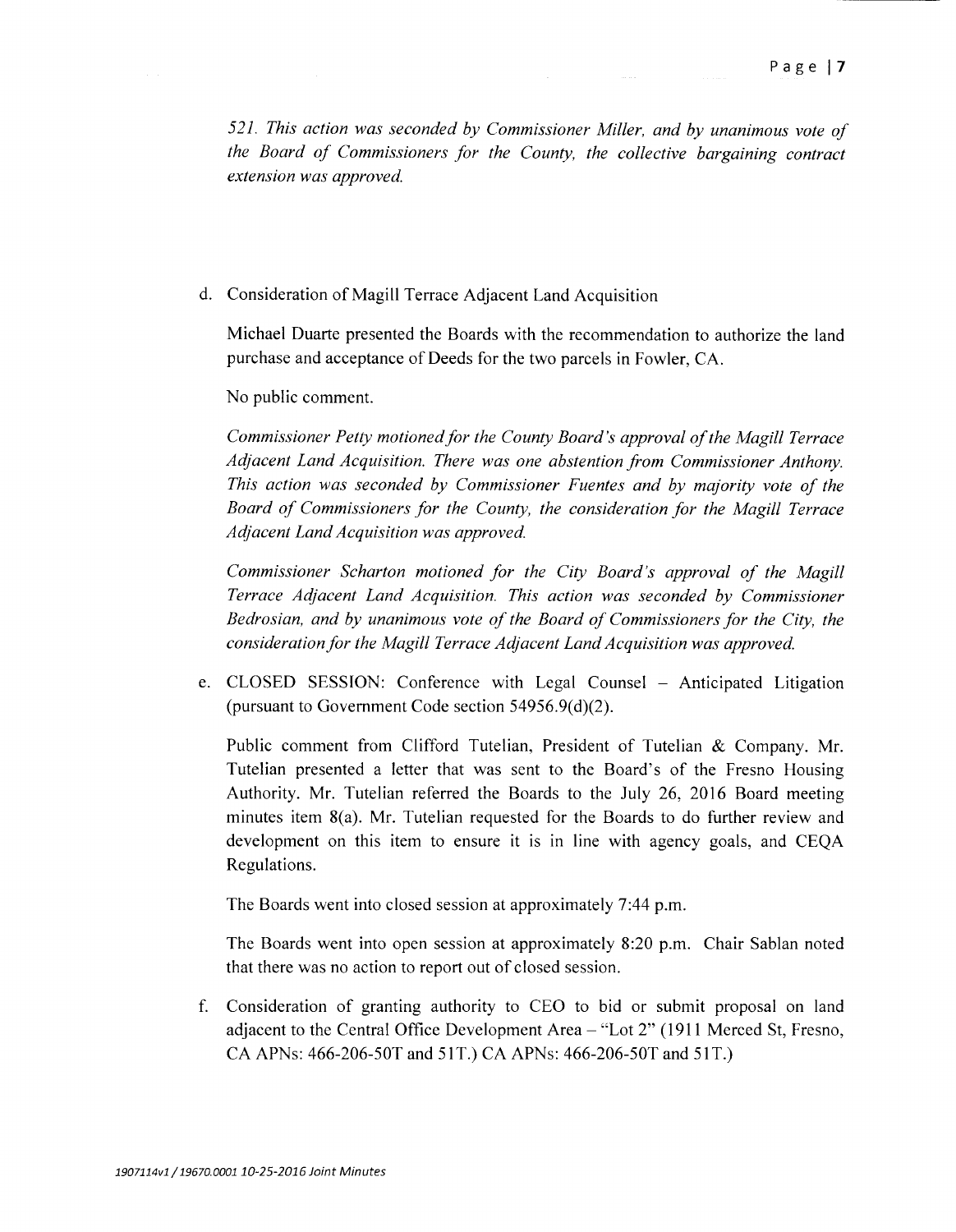*521. This action was seconded by Commissioner Miller, and by unanimous vote of the Board of Commissioners for the County, the collective bargaining contract extension was approved.*

d. Consideration of Magill Terrace Adjacent Land Acquisition

   Michael Duarte presented the Boards with the recommendation to authorize the land purchase and acceptance of Deeds for the two parcels in Fowler, CA.

   No public comment.

   *Commissioner Petty motioned for the County Board's approval of the Magill Terrace Adjacent Land Acquisition. There was one abstention from Commissioner Anthony. This action was seconded by Commissioner Fuentes and by majority vote of the Board of Commissioners for the County, the consideration for the Magill Terrace Adjacent Land Acquisition was approved.*

   *Commissioner Scharton motioned for the City Board's approval of the Magill Terrace Adjacent Land Acquisition. This action was seconded by Commissioner Bedrosian, and by unanimous vote of the Board of Commissioners for the City, the consideration for the Magill Terrace Adjacent Land Acquisition was approved.*

e. CLOSED SESSION: Conference with Legal Counsel – Anticipated Litigation (pursuant to Government Code section 54956.9(d)(2).

   Public comment from Clifford Tutelian, President of Tutelian & Company. Mr. Tutelian presented a letter that was sent to the Board's of the Fresno Housing Authority. Mr. Tutelian referred the Boards to the July 26, 2016 Board meeting minutes item 8(a). Mr. Tutelian requested for the Boards to do further review and development on this item to ensure it is in line with agency goals, and CEQA Regulations.

   The Boards went into closed session at approximately 7:44 p.m.

   The Boards went into open session at approximately 8:20 p.m. Chair Sablan noted that there was no action to report out of closed session.

f. Consideration of granting authority to CEO to bid or submit proposal on land adjacent to the Central Office Development Area – "Lot 2" (1911 Merced St, Fresno, CA APNs: 466-206-50T and 51T.) CA APNs: 466-206-50T and 51T.)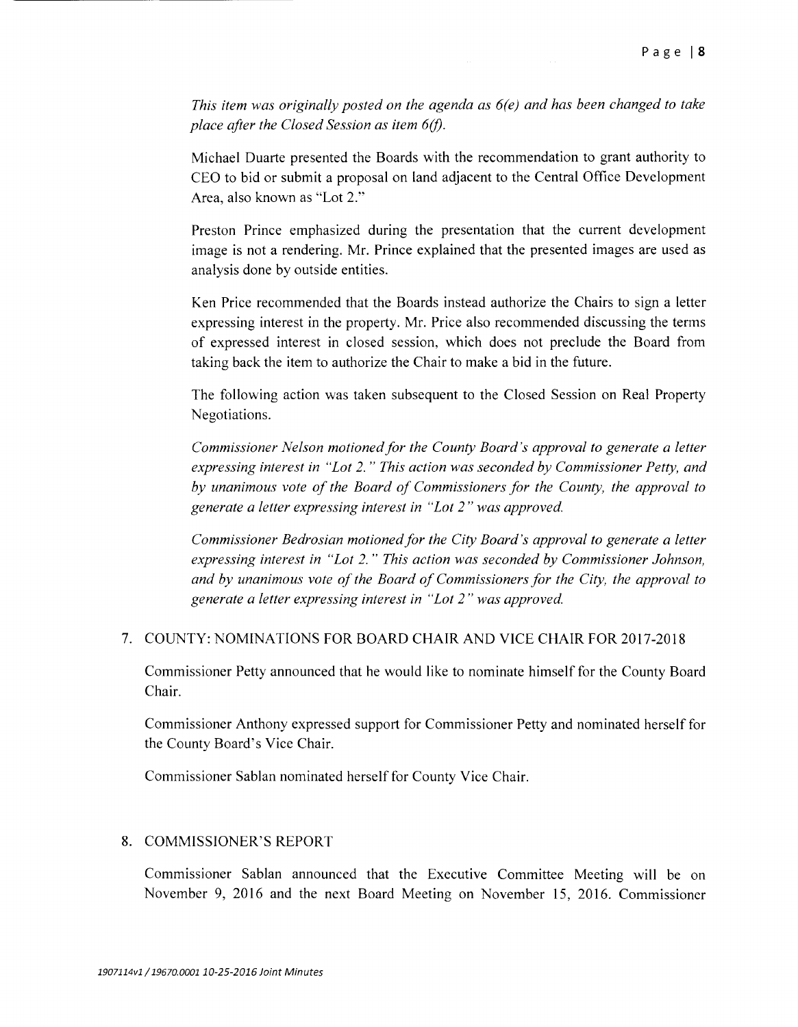*This item was originally posted on the agenda as 6(e) and has been changed to take place after the Closed Session as item 6(f).*

Michael Duarte presented the Boards with the recommendation to grant authority to CEO to bid or submit a proposal on land adjacent to the Central Office Development Area, also known as "Lot 2."

Preston Prince emphasized during the presentation that the current development image is not a rendering. Mr. Prince explained that the presented images are used as analysis done by outside entities.

Ken Price recommended that the Boards instead authorize the Chairs to sign a letter expressing interest in the property. Mr. Price also recommended discussing the terms of expressed interest in closed session, which does not preclude the Board from taking back the item to authorize the Chair to make a bid in the future.

The following action was taken subsequent to the Closed Session on Real Property Negotiations.

*Commissioner Nelson motioned for the County Board's approval to generate a letter expressing interest in "Lot 2." This action was seconded by Commissioner Petty, and by unanimous vote of the Board of Commissioners for the County, the approval to generate a letter expressing interest in "Lot 2" was approved.*

*Commissioner Bedrosian motioned for the City Board's approval to generate a letter expressing interest in "Lot 2." This action was seconded by Commissioner Johnson, and by unanimous vote of the Board of Commissioners for the City, the approval to generate a letter expressing interest in "Lot 2" was approved.*

7. COUNTY: NOMINATIONS FOR BOARD CHAIR AND VICE CHAIR FOR 2017-2018

Commissioner Petty announced that he would like to nominate himself for the County Board Chair.

Commissioner Anthony expressed support for Commissioner Petty and nominated herself for the County Board's Vice Chair.

Commissioner Sablan nominated herself for County Vice Chair.

8. COMMISSIONER'S REPORT

Commissioner Sablan announced that the Executive Committee Meeting will be on November 9, 2016 and the next Board Meeting on November 15, 2016. Commissioner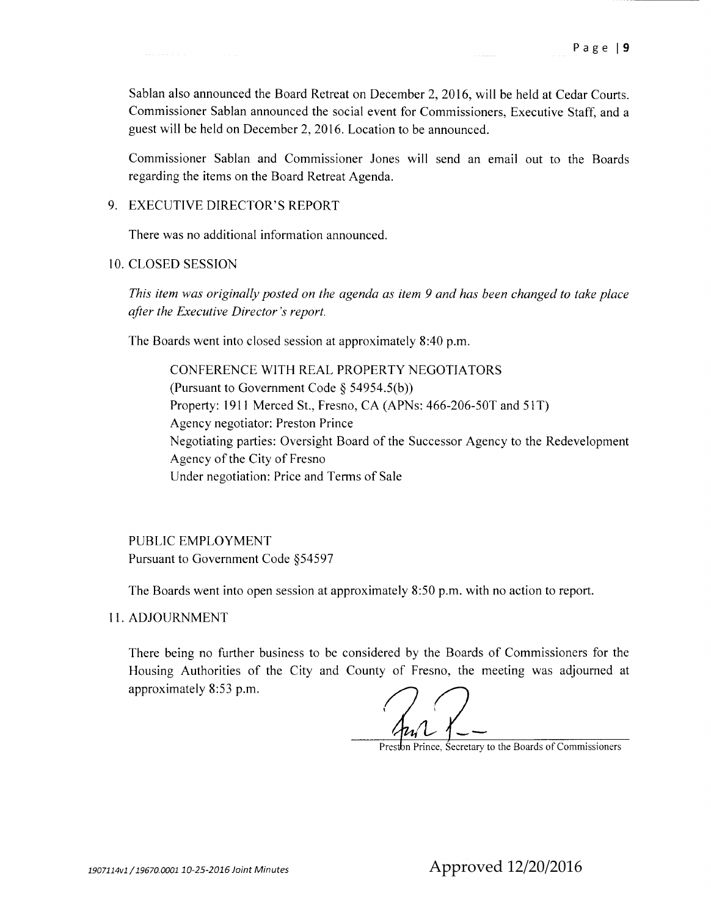Sablan also announced the Board Retreat on December 2, 2016, will be held at Cedar Courts. Commissioner Sablan announced the social event for Commissioners, Executive Staff, and a guest will be held on December 2, 2016. Location to be announced.

Commissioner Sablan and Commissioner Jones will send an email out to the Boards regarding the items on the Board Retreat Agenda.

9. EXECUTIVE DIRECTOR'S REPORT

There was no additional information announced.

10. CLOSED SESSION

*This item was originally posted on the agenda as item 9 and has been changed to take place after the Executive Director's report.*

The Boards went into closed session at approximately 8:40 p.m.

> CONFERENCE WITH REAL PROPERTY NEGOTIATORS
> (Pursuant to Government Code § 54954.5(b))
> Property: 1911 Merced St., Fresno, CA (APNs: 466-206-50T and 51T)
> Agency negotiator: Preston Prince
> Negotiating parties: Oversight Board of the Successor Agency to the Redevelopment Agency of the City of Fresno
> Under negotiation: Price and Terms of Sale

PUBLIC EMPLOYMENT
Pursuant to Government Code §54597

The Boards went into open session at approximately 8:50 p.m. with no action to report.

11. ADJOURNMENT

There being no further business to be considered by the Boards of Commissioners for the Housing Authorities of the City and County of Fresno, the meeting was adjourned at approximately 8:53 p.m.

Preston Prince, Secretary to the Boards of Commissioners

1907114v1 / 19670.0001 10-25-2016 Joint Minutes

Approved 12/20/2016